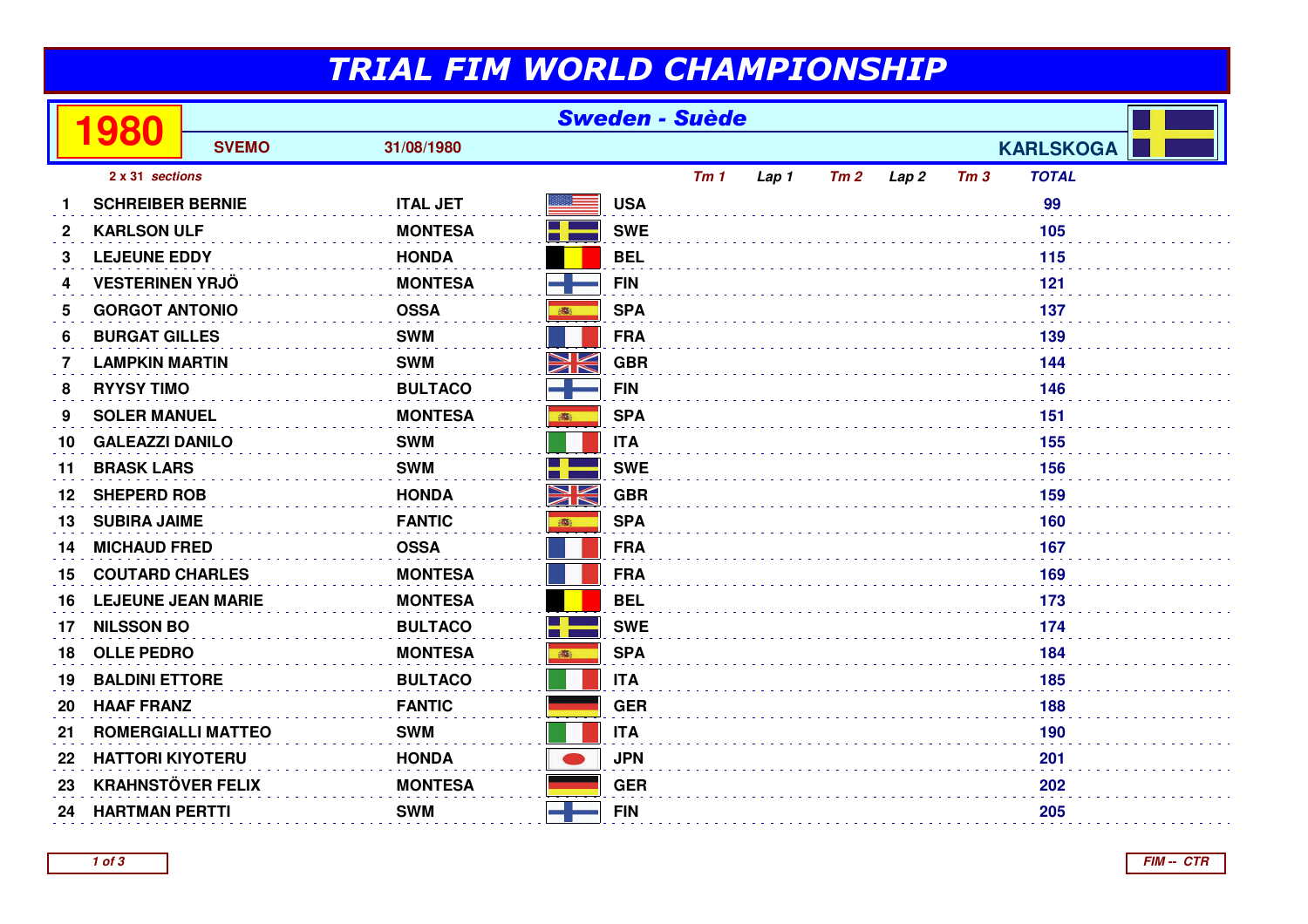# TRIAL FIM WORLD CHAMPIONSHIP

## 1980

**Sweden - Suède**

**SVEMO** 31/08/1980 **KARLSKOGA**

*2 x 31 sections*

| | | | | Tm 1 | Lap 1 | Tm 2 | Lap 2 | Tm 3 | TOTAL |
|---|---|---|---|---|---|---|---|---|---|
| 1 | SCHREIBER BERNIE | ITAL JET | USA | | | | | | 99 |
| 2 | KARLSON ULF | MONTESA | SWE | | | | | | 105 |
| 3 | LEJEUNE EDDY | HONDA | BEL | | | | | | 115 |
| 4 | VESTERINEN YRJÖ | MONTESA | FIN | | | | | | 121 |
| 5 | GORGOT ANTONIO | OSSA | SPA | | | | | | 137 |
| 6 | BURGAT GILLES | SWM | FRA | | | | | | 139 |
| 7 | LAMPKIN MARTIN | SWM | GBR | | | | | | 144 |
| 8 | RYYSY TIMO | BULTACO | FIN | | | | | | 146 |
| 9 | SOLER MANUEL | MONTESA | SPA | | | | | | 151 |
| 10 | GALEAZZI DANILO | SWM | ITA | | | | | | 155 |
| 11 | BRASK LARS | SWM | SWE | | | | | | 156 |
| 12 | SHEPERD ROB | HONDA | GBR | | | | | | 159 |
| 13 | SUBIRA JAIME | FANTIC | SPA | | | | | | 160 |
| 14 | MICHAUD FRED | OSSA | FRA | | | | | | 167 |
| 15 | COUTARD CHARLES | MONTESA | FRA | | | | | | 169 |
| 16 | LEJEUNE JEAN MARIE | MONTESA | BEL | | | | | | 173 |
| 17 | NILSSON BO | BULTACO | SWE | | | | | | 174 |
| 18 | OLLE PEDRO | MONTESA | SPA | | | | | | 184 |
| 19 | BALDINI ETTORE | BULTACO | ITA | | | | | | 185 |
| 20 | HAAF FRANZ | FANTIC | GER | | | | | | 188 |
| 21 | ROMERGIALLI MATTEO | SWM | ITA | | | | | | 190 |
| 22 | HATTORI KIYOTERU | HONDA | JPN | | | | | | 201 |
| 23 | KRAHNSTÖVER FELIX | MONTESA | GER | | | | | | 202 |
| 24 | HARTMAN PERTTI | SWM | FIN | | | | | | 205 |

FIM -- CTR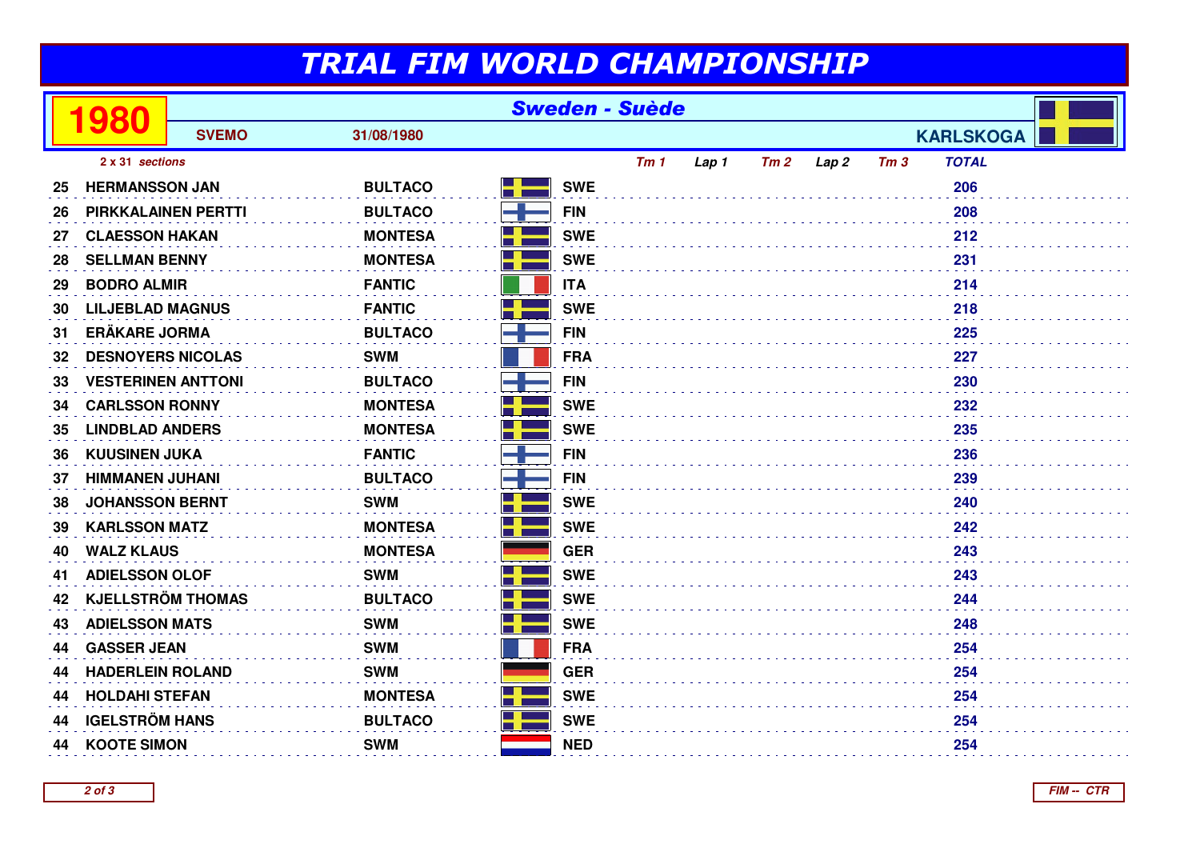# TRIAL FIM WORLD CHAMPIONSHIP

## 1980 — Sweden - Suède

**SVEMO** — **31/08/1980** — **KARLSKOGA**

*2 x 31 sections*

| Pos | Rider | Machine | Nat | Tm 1 | Lap 1 | Tm 2 | Lap 2 | Tm 3 | TOTAL |
|---|---|---|---|---|---|---|---|---|---|
| 25 | HERMANSSON JAN | BULTACO | SWE | | | | | | 206 |
| 26 | PIRKKALAINEN PERTTI | BULTACO | FIN | | | | | | 208 |
| 27 | CLAESSON HAKAN | MONTESA | SWE | | | | | | 212 |
| 28 | SELLMAN BENNY | MONTESA | SWE | | | | | | 231 |
| 29 | BODRO ALMIR | FANTIC | ITA | | | | | | 214 |
| 30 | LILJEBLAD MAGNUS | FANTIC | SWE | | | | | | 218 |
| 31 | ERÄKARE JORMA | BULTACO | FIN | | | | | | 225 |
| 32 | DESNOYERS NICOLAS | SWM | FRA | | | | | | 227 |
| 33 | VESTERINEN ANTTONI | BULTACO | FIN | | | | | | 230 |
| 34 | CARLSSON RONNY | MONTESA | SWE | | | | | | 232 |
| 35 | LINDBLAD ANDERS | MONTESA | SWE | | | | | | 235 |
| 36 | KUUSINEN JUKA | FANTIC | FIN | | | | | | 236 |
| 37 | HIMMANEN JUHANI | BULTACO | FIN | | | | | | 239 |
| 38 | JOHANSSON BERNT | SWM | SWE | | | | | | 240 |
| 39 | KARLSSON MATZ | MONTESA | SWE | | | | | | 242 |
| 40 | WALZ KLAUS | MONTESA | GER | | | | | | 243 |
| 41 | ADIELSSON OLOF | SWM | SWE | | | | | | 243 |
| 42 | KJELLSTRÖM THOMAS | BULTACO | SWE | | | | | | 244 |
| 43 | ADIELSSON MATS | SWM | SWE | | | | | | 248 |
| 44 | GASSER JEAN | SWM | FRA | | | | | | 254 |
| 44 | HADERLEIN ROLAND | SWM | GER | | | | | | 254 |
| 44 | HOLDAHI STEFAN | MONTESA | SWE | | | | | | 254 |
| 44 | IGELSTRÖM HANS | BULTACO | SWE | | | | | | 254 |
| 44 | KOOTE SIMON | SWM | NED | | | | | | 254 |

FIM -- CTR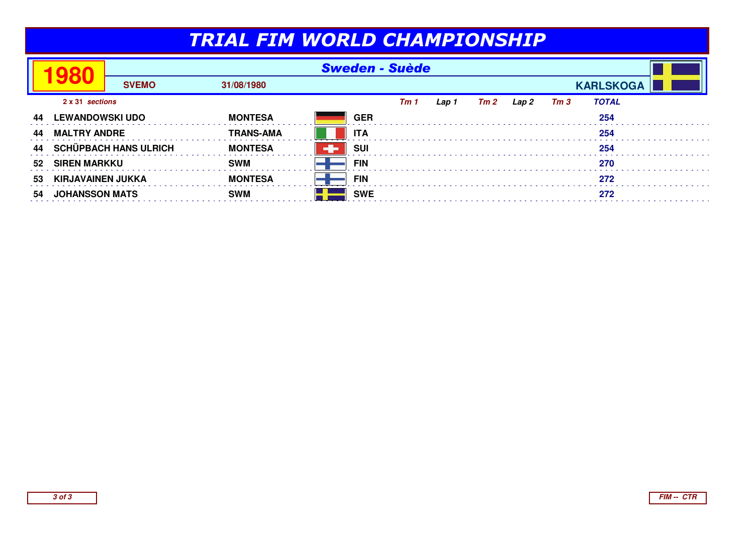# TRIAL FIM WORLD CHAMPIONSHIP

## 1980 — Sweden - Suède

**SVEMO** — **31/08/1980** — **KARLSKOGA**

*2 x 31 sections*

| | | | | *Tm 1* | *Lap 1* | *Tm 2* | *Lap 2* | *Tm 3* | *TOTAL* |
|---|---|---|---|---|---|---|---|---|---|
| 44 | LEWANDOWSKI UDO | MONTESA | GER | | | | | | 254 |
| 44 | MALTRY ANDRE | TRANS-AMA | ITA | | | | | | 254 |
| 44 | SCHÜPBACH HANS ULRICH | MONTESA | SUI | | | | | | 254 |
| 52 | SIREN MARKKU | SWM | FIN | | | | | | 270 |
| 53 | KIRJAVAINEN JUKKA | MONTESA | FIN | | | | | | 272 |
| 54 | JOHANSSON MATS | SWM | SWE | | | | | | 272 |

FIM -- CTR